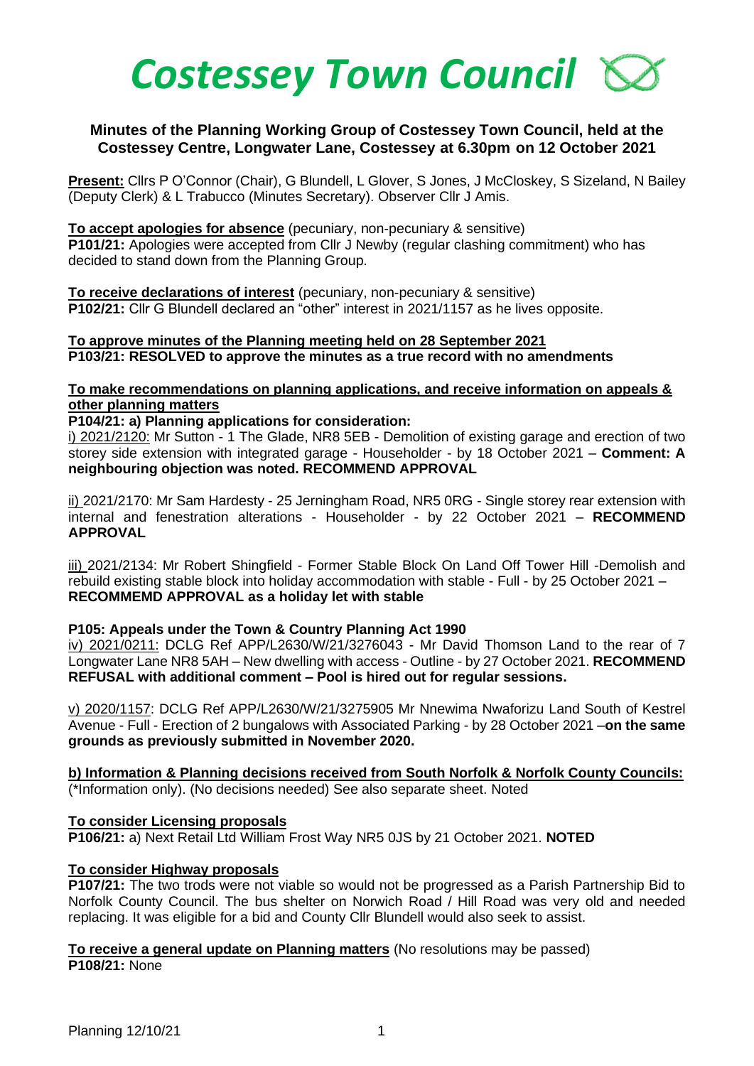# *Costessey Town Council*

## Minutes of the Planning Working Group of Costessey Town Council, held at the Costessey Centre, Longwater Lane, Costessey at 6.30pm on 12 October 2021

**Present:** Cllrs P O'Connor (Chair), G Blundell, L Glover, S Jones, J McCloskey, S Sizeland, N Bailey (Deputy Clerk) & L Trabucco (Minutes Secretary). Observer Cllr J Amis.

**To accept apologies for absence** (pecuniary, non-pecuniary & sensitive)
**P101/21:** Apologies were accepted from Cllr J Newby (regular clashing commitment) who has decided to stand down from the Planning Group.

**To receive declarations of interest** (pecuniary, non-pecuniary & sensitive)
**P102/21:** Cllr G Blundell declared an "other" interest in 2021/1157 as he lives opposite.

**To approve minutes of the Planning meeting held on 28 September 2021**
**P103/21: RESOLVED to approve the minutes as a true record with no amendments**

**To make recommendations on planning applications, and receive information on appeals & other planning matters**

**P104/21: a) Planning applications for consideration:**

i) 2021/2120: Mr Sutton - 1 The Glade, NR8 5EB - Demolition of existing garage and erection of two storey side extension with integrated garage - Householder - by 18 October 2021 – **Comment: A neighbouring objection was noted. RECOMMEND APPROVAL**

ii) 2021/2170: Mr Sam Hardesty - 25 Jerningham Road, NR5 0RG - Single storey rear extension with internal and fenestration alterations - Householder - by 22 October 2021 – **RECOMMEND APPROVAL**

iii) 2021/2134: Mr Robert Shingfield - Former Stable Block On Land Off Tower Hill -Demolish and rebuild existing stable block into holiday accommodation with stable - Full - by 25 October 2021 – **RECOMMEMD APPROVAL as a holiday let with stable**

**P105: Appeals under the Town & Country Planning Act 1990**

iv) 2021/0211: DCLG Ref APP/L2630/W/21/3276043 - Mr David Thomson Land to the rear of 7 Longwater Lane NR8 5AH – New dwelling with access - Outline - by 27 October 2021. **RECOMMEND REFUSAL with additional comment – Pool is hired out for regular sessions.**

v) 2020/1157: DCLG Ref APP/L2630/W/21/3275905 Mr Nnewima Nwaforizu Land South of Kestrel Avenue - Full - Erection of 2 bungalows with Associated Parking - by 28 October 2021 –**on the same grounds as previously submitted in November 2020.**

**b) Information & Planning decisions received from South Norfolk & Norfolk County Councils:**
(*Information only). (No decisions needed) See also separate sheet. Noted

**To consider Licensing proposals**
**P106/21:** a) Next Retail Ltd William Frost Way NR5 0JS by 21 October 2021. **NOTED**

**To consider Highway proposals**
**P107/21:** The two trods were not viable so would not be progressed as a Parish Partnership Bid to Norfolk County Council. The bus shelter on Norwich Road / Hill Road was very old and needed replacing. It was eligible for a bid and County Cllr Blundell would also seek to assist.

**To receive a general update on Planning matters** (No resolutions may be passed)
**P108/21:** None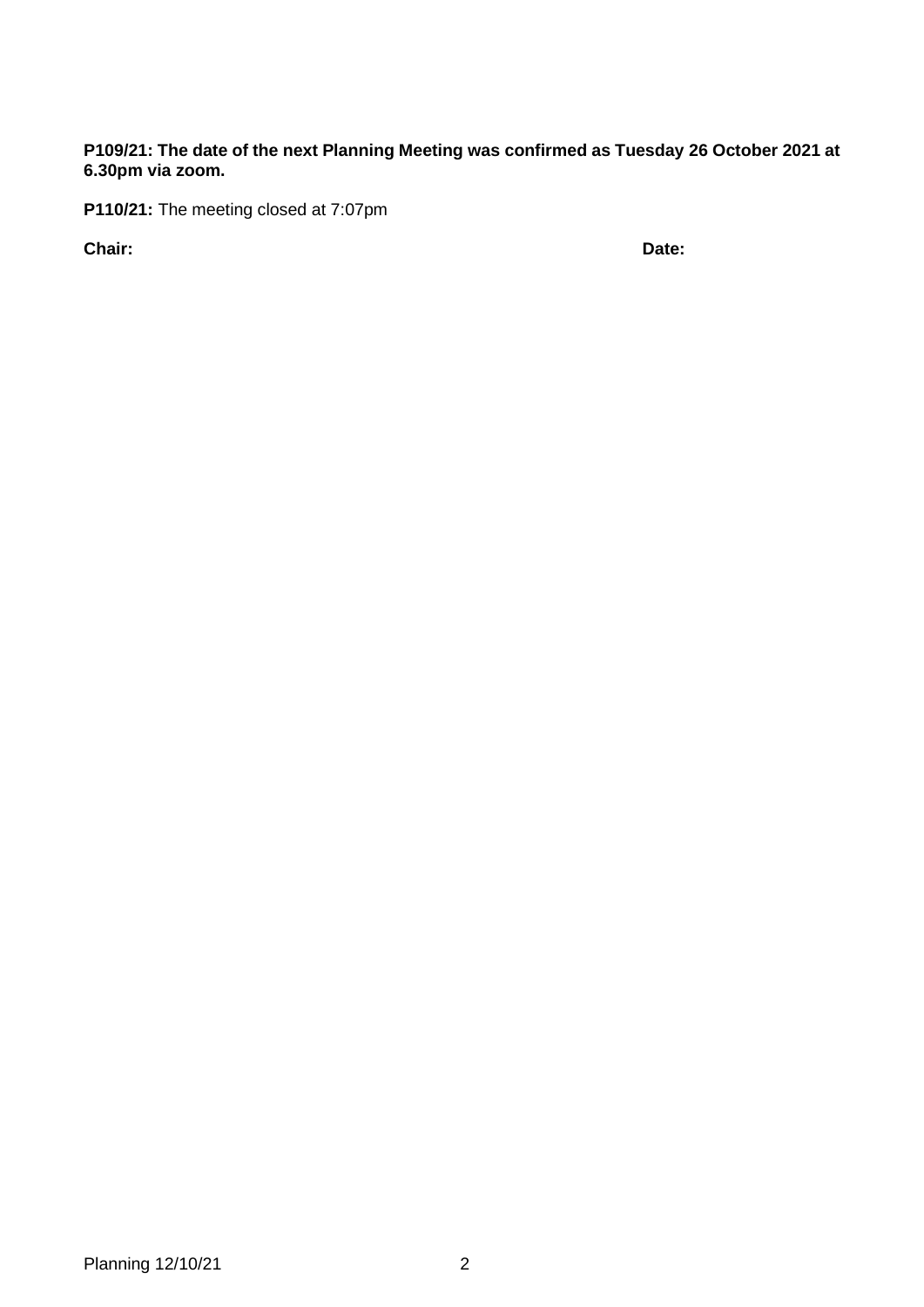**P109/21: The date of the next Planning Meeting was confirmed as Tuesday 26 October 2021 at 6.30pm via zoom.**

**P110/21:** The meeting closed at 7:07pm

**Chair:** **Date:**